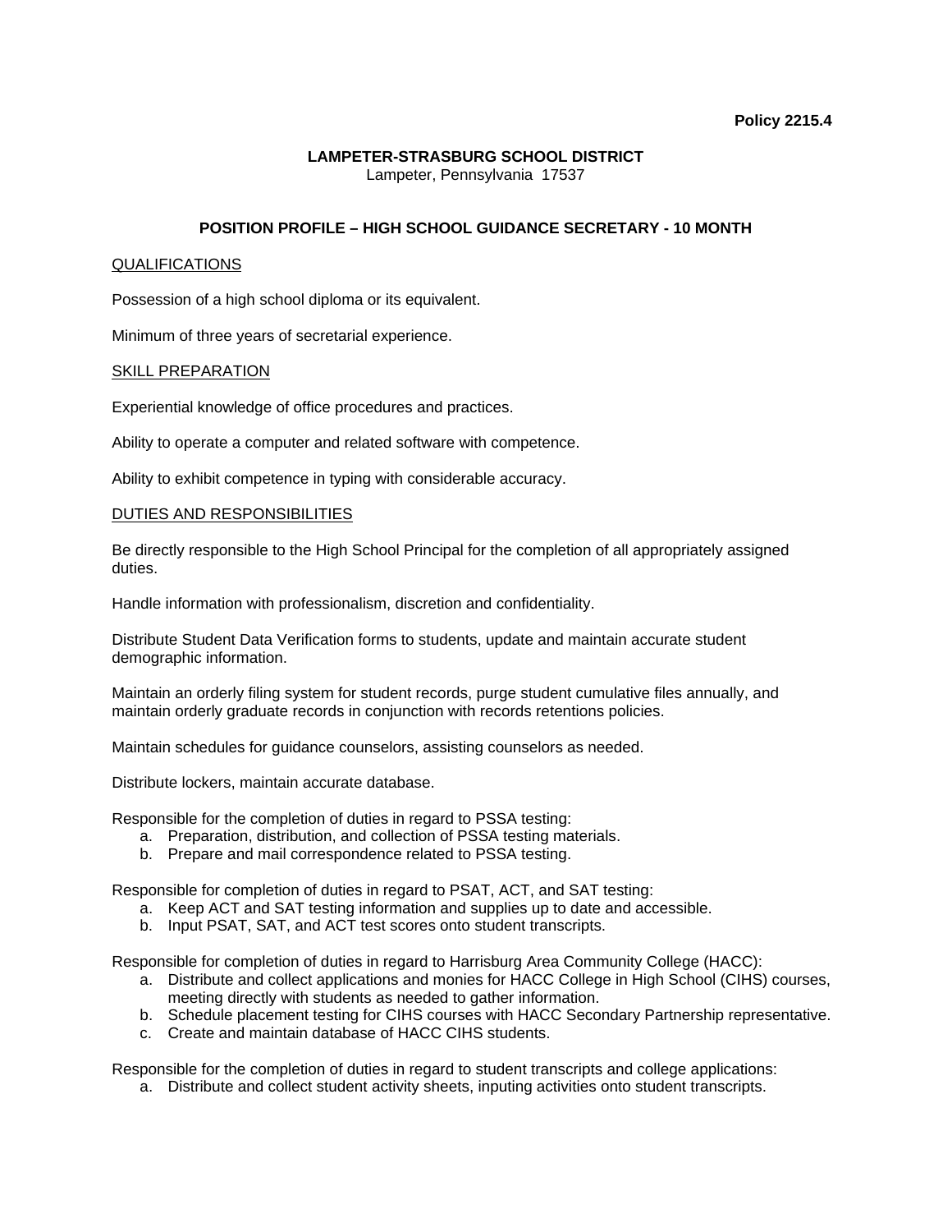**Policy 2215.4**

**LAMPETER-STRASBURG SCHOOL DISTRICT**
Lampeter, Pennsylvania 17537

# POSITION PROFILE – HIGH SCHOOL GUIDANCE SECRETARY - 10 MONTH

## QUALIFICATIONS

Possession of a high school diploma or its equivalent.

Minimum of three years of secretarial experience.

## SKILL PREPARATION

Experiential knowledge of office procedures and practices.

Ability to operate a computer and related software with competence.

Ability to exhibit competence in typing with considerable accuracy.

## DUTIES AND RESPONSIBILITIES

Be directly responsible to the High School Principal for the completion of all appropriately assigned duties.

Handle information with professionalism, discretion and confidentiality.

Distribute Student Data Verification forms to students, update and maintain accurate student demographic information.

Maintain an orderly filing system for student records, purge student cumulative files annually, and maintain orderly graduate records in conjunction with records retentions policies.

Maintain schedules for guidance counselors, assisting counselors as needed.

Distribute lockers, maintain accurate database.

Responsible for the completion of duties in regard to PSSA testing:

a. Preparation, distribution, and collection of PSSA testing materials.
b. Prepare and mail correspondence related to PSSA testing.

Responsible for completion of duties in regard to PSAT, ACT, and SAT testing:

a. Keep ACT and SAT testing information and supplies up to date and accessible.
b. Input PSAT, SAT, and ACT test scores onto student transcripts.

Responsible for completion of duties in regard to Harrisburg Area Community College (HACC):

a. Distribute and collect applications and monies for HACC College in High School (CIHS) courses, meeting directly with students as needed to gather information.
b. Schedule placement testing for CIHS courses with HACC Secondary Partnership representative.
c. Create and maintain database of HACC CIHS students.

Responsible for the completion of duties in regard to student transcripts and college applications:

a. Distribute and collect student activity sheets, inputing activities onto student transcripts.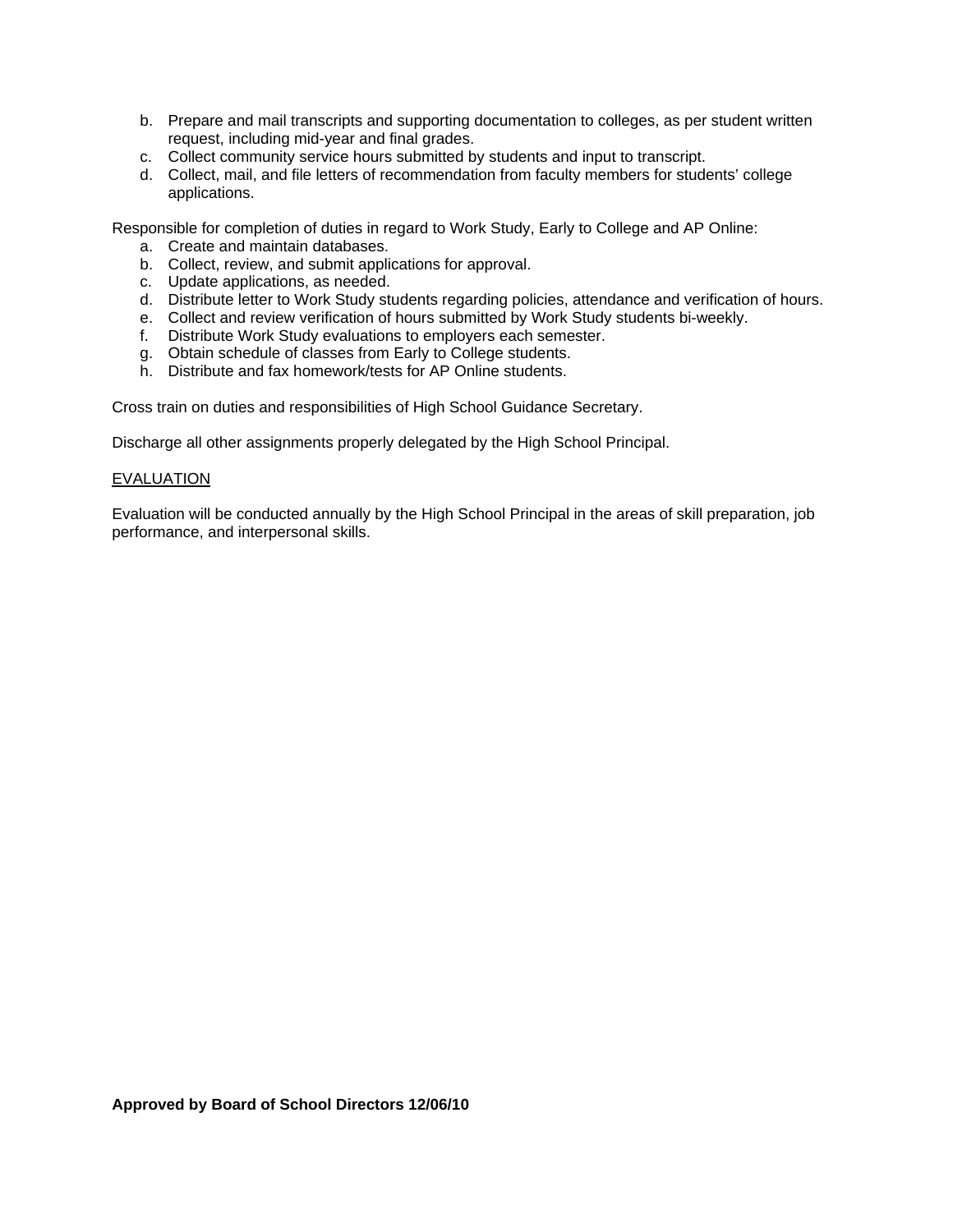b. Prepare and mail transcripts and supporting documentation to colleges, as per student written request, including mid-year and final grades.
c. Collect community service hours submitted by students and input to transcript.
d. Collect, mail, and file letters of recommendation from faculty members for students' college applications.

Responsible for completion of duties in regard to Work Study, Early to College and AP Online:

a. Create and maintain databases.
b. Collect, review, and submit applications for approval.
c. Update applications, as needed.
d. Distribute letter to Work Study students regarding policies, attendance and verification of hours.
e. Collect and review verification of hours submitted by Work Study students bi-weekly.
f. Distribute Work Study evaluations to employers each semester.
g. Obtain schedule of classes from Early to College students.
h. Distribute and fax homework/tests for AP Online students.

Cross train on duties and responsibilities of High School Guidance Secretary.

Discharge all other assignments properly delegated by the High School Principal.

## EVALUATION

Evaluation will be conducted annually by the High School Principal in the areas of skill preparation, job performance, and interpersonal skills.

**Approved by Board of School Directors 12/06/10**